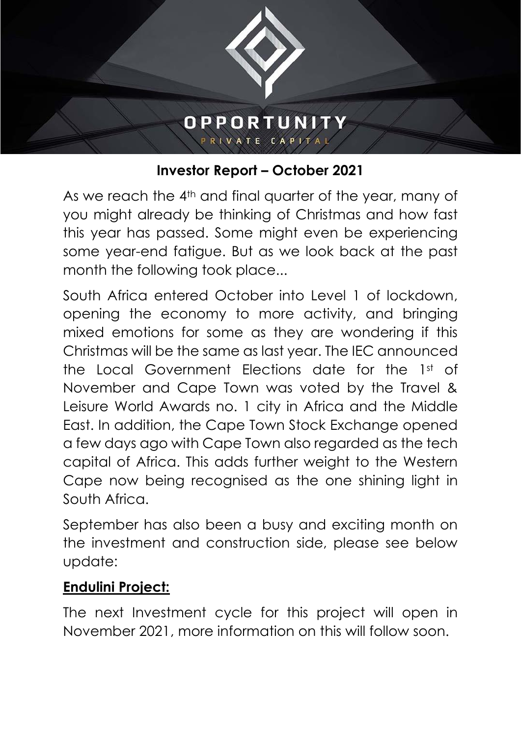OPPORTUNITY

PRIVATE CAPITAL

## Investor Report – October 2021

As we reach the 4th and final quarter of the year, many of you might already be thinking of Christmas and how fast this year has passed. Some might even be experiencing some year-end fatigue. But as we look back at the past month the following took place...

South Africa entered October into Level 1 of lockdown, opening the economy to more activity, and bringing mixed emotions for some as they are wondering if this Christmas will be the same as last year. The IEC announced the Local Government Elections date for the 1st of November and Cape Town was voted by the Travel & Leisure World Awards no. 1 city in Africa and the Middle East. In addition, the Cape Town Stock Exchange opened a few days ago with Cape Town also regarded as the tech capital of Africa. This adds further weight to the Western Cape now being recognised as the one shining light in South Africa.

September has also been a busy and exciting month on the investment and construction side, please see below update:

### **Endulini Project:**

The next Investment cycle for this project will open in November 2021, more information on this will follow soon.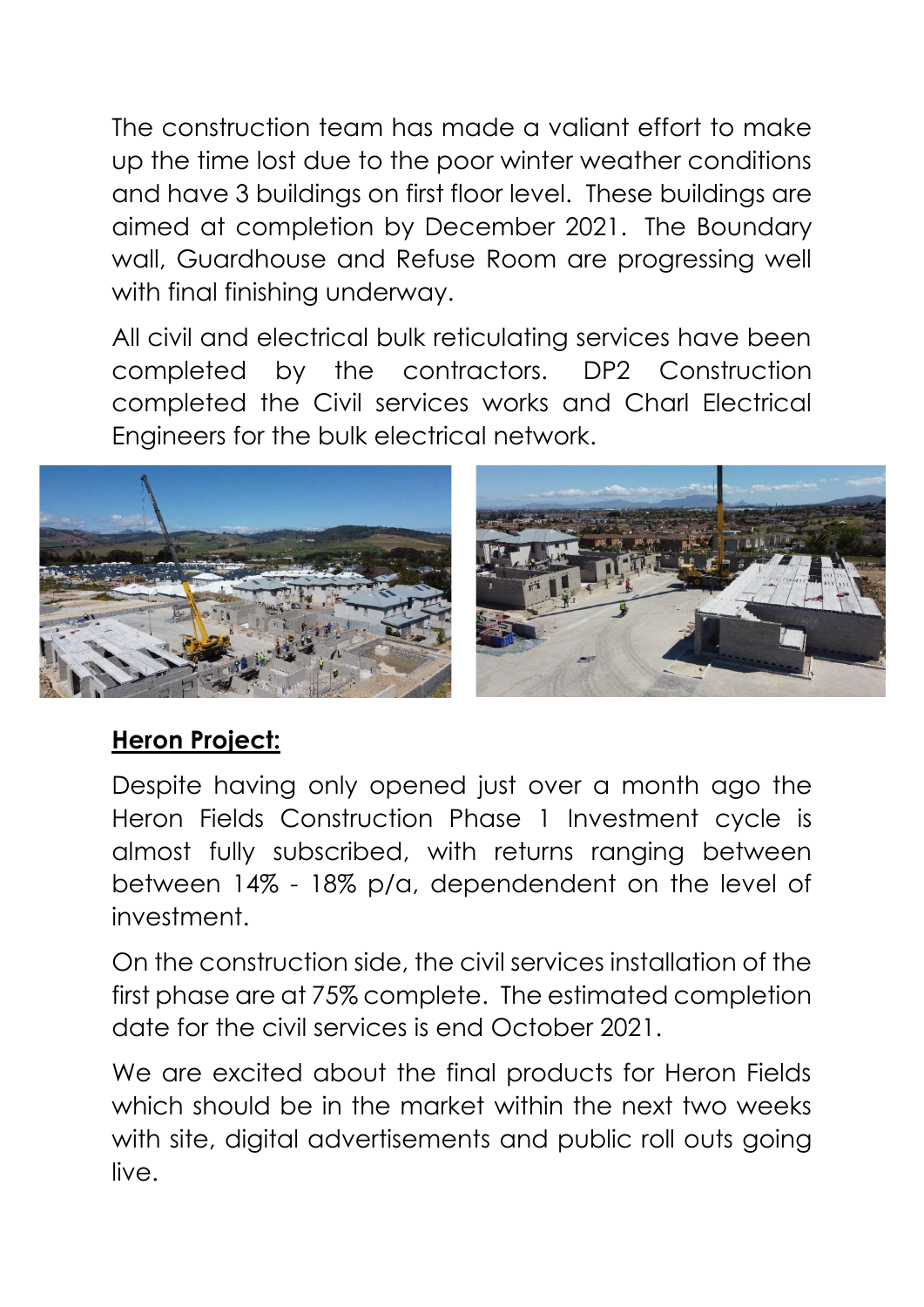The construction team has made a valiant effort to make up the time lost due to the poor winter weather conditions and have 3 buildings on first floor level. These buildings are aimed at completion by December 2021. The Boundary wall, Guardhouse and Refuse Room are progressing well with final finishing underway.

All civil and electrical bulk reticulating services have been completed by the contractors. DP2 Construction completed the Civil services works and Charl Electrical Engineers for the bulk electrical network.

**Heron Project:**

Despite having only opened just over a month ago the Heron Fields Construction Phase 1 Investment cycle is almost fully subscribed, with returns ranging between between 14% - 18% p/a, dependendent on the level of investment.

On the construction side, the civil services installation of the first phase are at 75% complete. The estimated completion date for the civil services is end October 2021.

We are excited about the final products for Heron Fields which should be in the market within the next two weeks with site, digital advertisements and public roll outs going live.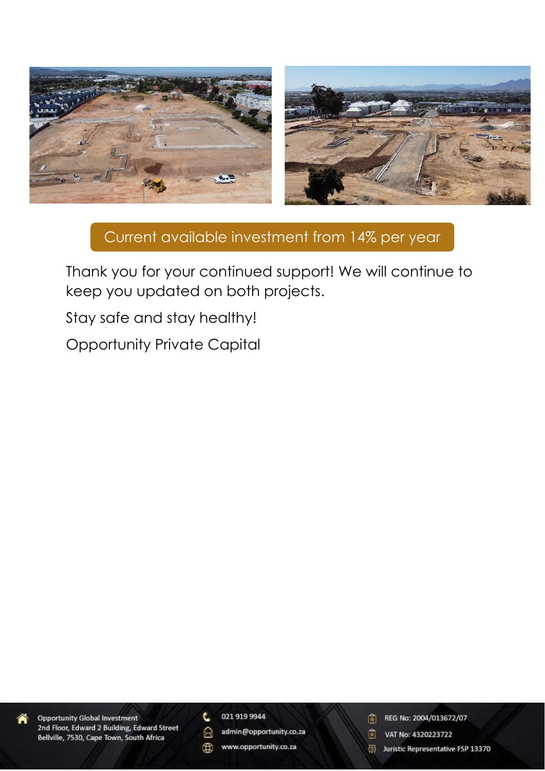**Current available investment from 14% per year**

Thank you for your continued support! We will continue to keep you updated on both projects.

Stay safe and stay healthy!

Opportunity Private Capital

Opportunity Global Investment
2nd Floor, Edward 2 Building, Edward Street
Bellville, 7530, Cape Town, South Africa

021 919 9944
admin@opportunity.co.za
www.opportunity.co.za

REG No: 2004/013672/07
VAT No: 4320223722
Juristic Representative FSP 13370